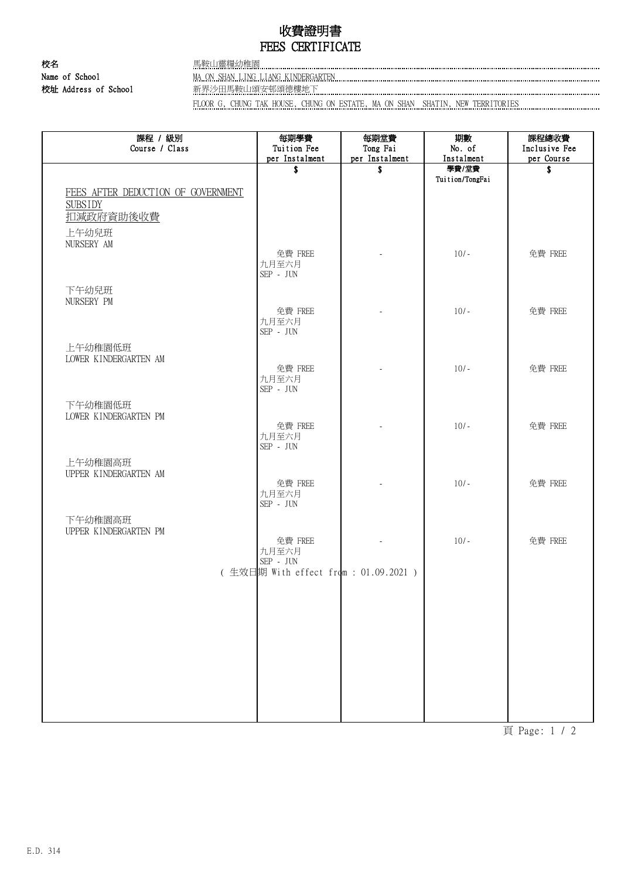# 收費證明書
# FEES CERTIFICATE

**校名** 馬鞍山靈糧幼稚園
**Name of School** MA ON SHAN LING LIANG KINDERGARTEN
**校址 Address of School** 新界沙田馬鞍山頌安邨頌德樓地下
FLOOR G, CHUNG TAK HOUSE, CHUNG ON ESTATE, MA ON SHAN SHATIN, NEW TERRITORIES

| 課程 / 級別<br>Course / Class | 每期學費<br>Tuition Fee<br>per Instalment<br>$ | 每期堂費<br>Tong Fai<br>per Instalment<br>$ | 期數<br>No. of<br>Instalment<br>學費/堂費<br>Tuition/TongFai | 課程總收費<br>Inclusive Fee<br>per Course<br>$ |
|---|---|---|---|---|
| FEES AFTER DEDUCTION OF GOVERNMENT SUBSIDY<br>扣減政府資助後收費 | | | | |
| 上午幼兒班<br>NURSERY AM | 免費 FREE<br>九月至六月<br>SEP - JUN | - | 10/- | 免費 FREE |
| 下午幼兒班<br>NURSERY PM | 免費 FREE<br>九月至六月<br>SEP - JUN | - | 10/- | 免費 FREE |
| 上午幼稚園低班<br>LOWER KINDERGARTEN AM | 免費 FREE<br>九月至六月<br>SEP - JUN | - | 10/- | 免費 FREE |
| 下午幼稚園低班<br>LOWER KINDERGARTEN PM | 免費 FREE<br>九月至六月<br>SEP - JUN | - | 10/- | 免費 FREE |
| 上午幼稚園高班<br>UPPER KINDERGARTEN AM | 免費 FREE<br>九月至六月<br>SEP - JUN | - | 10/- | 免費 FREE |
| 下午幼稚園高班<br>UPPER KINDERGARTEN PM | 免費 FREE<br>九月至六月<br>SEP - JUN | - | 10/- | 免費 FREE |

( 生效日期 With effect from : 01.09.2021 )

E.D. 314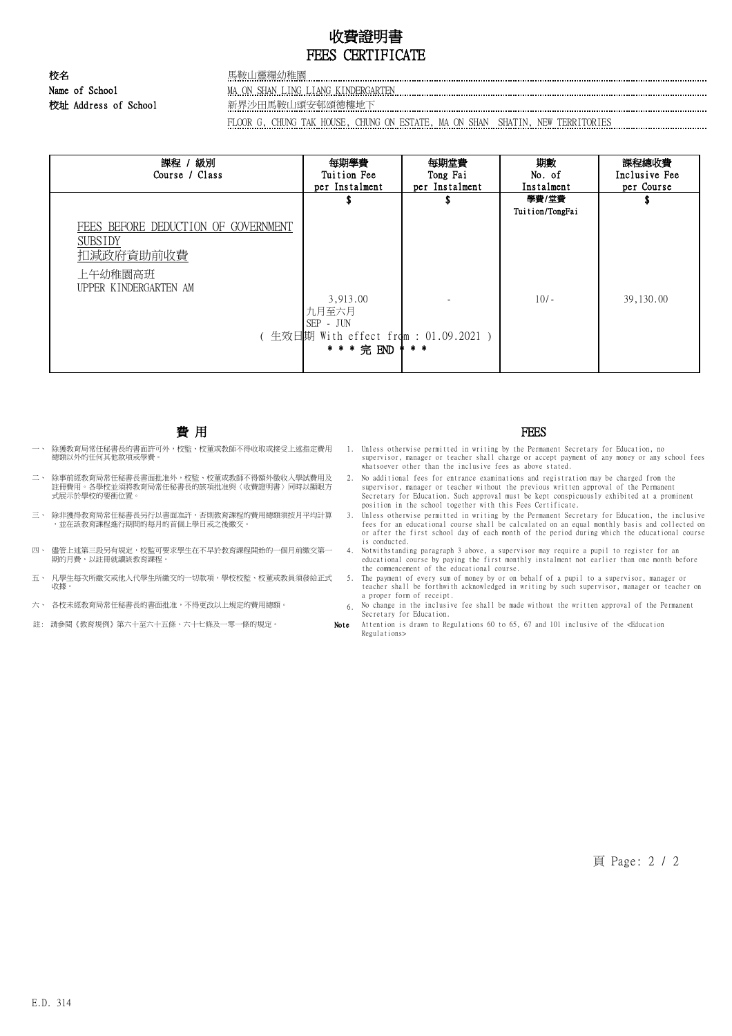# 收費證明書
# FEES CERTIFICATE

**校名** 馬鞍山靈糧幼稚園

**Name of School** MA ON SHAN LING LIANG KINDERGARTEN

**校址 Address of School** 新界沙田馬鞍山頌安邨頌德樓地下

FLOOR G, CHUNG TAK HOUSE, CHUNG ON ESTATE, MA ON SHAN SHATIN, NEW TERRITORIES

| 課程 / 級別<br>Course / Class | 每期學費<br>Tuition Fee<br>per Instalment | 每期堂費<br>Tong Fai<br>per Instalment | 期數<br>No. of<br>Instalment | 課程總收費<br>Inclusive Fee<br>per Course |
|---|---|---|---|---|
| | $ | $ | 學費/堂費<br>Tuition/TongFai | $ |
| FEES BEFORE DEDUCTION OF GOVERNMENT SUBSIDY<br>扣減政府資助前收費<br>上午幼稚園高班<br>UPPER KINDERGARTEN AM | 3,913.00<br>九月至六月<br>SEP - JUN | - | 10/- | 39,130.00 |
| ( 生效日期 With effect from : 01.09.2021 ) | | | | |
| * * * 完 END * * * | | | | |

## 費 用

一、 除獲教育局常任秘書長的書面許可外，校監、校董或教師不得收取或接受上述指定費用總額以外的任何其他款項或學費。

二、 除事前經教育局常任秘書長書面批准外，校監、校董或教師不得額外徵收入學試費用及註冊費用。各學校並須將教育局常任秘書長的該項批准與〈收費證明書〉同時以顯眼方式展示於學校的要衝位置。

三、 除非獲得教育局常任秘書長另行以書面准許，否則教育課程的費用總額須按月平均計算，並在該教育課程進行期間的每月的首個上學日或之後繳交。

四、 儘管上述第三段另有規定，校監可要求學生在不早於教育課程開始的一個月前繳交第一期的月費，以註冊就讀該教育課程。

五、 凡學生每次所繳交或他人代學生所繳交的一切款項，學校校監、校董或教員須發給正式收據。

六、 各校未經教育局常任秘書長的書面批准，不得更改以上規定的費用總額。

註: 請參閱《教育規例》第六十至六十五條、六十七條及一零一條的規定。

## FEES

1. Unless otherwise permitted in writing by the Permanent Secretary for Education, no supervisor, manager or teacher shall charge or accept payment of any money or any school fees whatsoever other than the inclusive fees as above stated.
2. No additional fees for entrance examinations and registration may be charged from the supervisor, manager or teacher without the previous written approval of the Permanent Secretary for Education. Such approval must be kept conspicuously exhibited at a prominent position in the school together with this Fees Certificate.
3. Unless otherwise permitted in writing by the Permanent Secretary for Education, the inclusive fees for an educational course shall be calculated on an equal monthly basis and collected on or after the first school day of each month of the period during which the educational course is conducted.
4. Notwithstanding paragraph 3 above, a supervisor may require a pupil to register for an educational course by paying the first monthly instalment not earlier than one month before the commencement of the educational course.
5. The payment of every sum of money by or on behalf of a pupil to a supervisor, manager or teacher shall be forthwith acknowledged in writing by such supervisor, manager or teacher on a proper form of receipt.
6. No change in the inclusive fee shall be made without the written approval of the Permanent Secretary for Education.

**Note** Attention is drawn to Regulations 60 to 65, 67 and 101 inclusive of the <Education Regulations>

E.D. 314